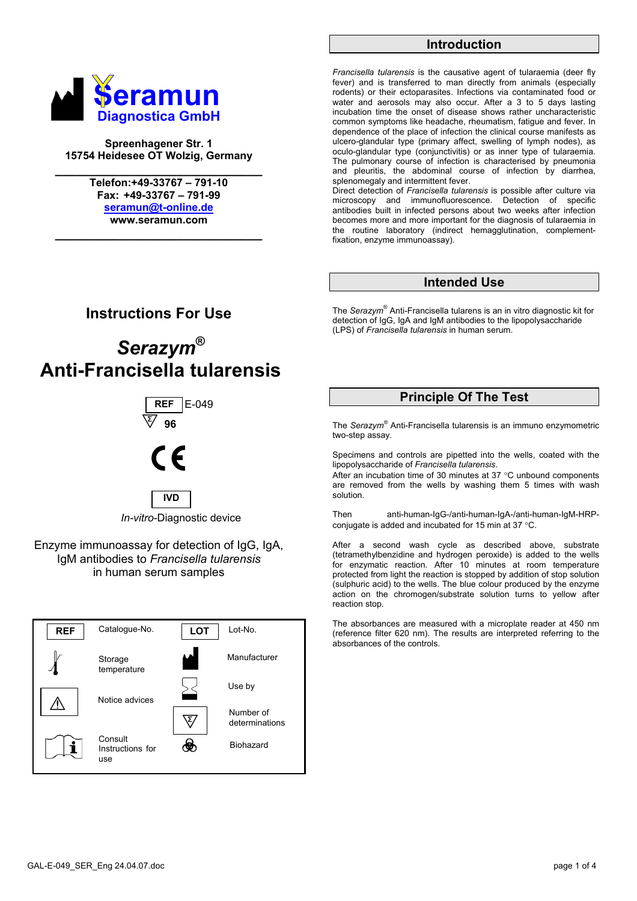**Seramun**
**Diagnostica GmbH**

**Spreenhagener Str. 1**
**15754 Heidesee OT Wolzig, Germany**

---

**Telefon:+49-33767 – 791-10**
**Fax: +49-33767 – 791-99**
**seramun@t-online.de**
**www.seramun.com**

---

## Instructions For Use

# *Serazym®* Anti-Francisella tularensis

REF E-049

Σ 96

CE

IVD

*In-vitro*-Diagnostic device

Enzyme immunoassay for detection of IgG, IgA, IgM antibodies to *Francisella tularensis* in human serum samples

| | | | |
|---|---|---|---|
| REF | Catalogue-No. | LOT | Lot-No. |
| | Storage temperature | | Manufacturer |
| | Notice advices | | Use by |
| | | | Number of determinations |
| | Consult Instructions for use | | Biohazard |

## Introduction

*Francisella tularensis* is the causative agent of tularaemia (deer fly fever) and is transferred to man directly from animals (especially rodents) or their ectoparasites. Infections via contaminated food or water and aerosols may also occur. After a 3 to 5 days lasting incubation time the onset of disease shows rather uncharacteristic common symptoms like headache, rheumatism, fatigue and fever. In dependence of the place of infection the clinical course manifests as ulcero-glandular type (primary affect, swelling of lymph nodes), as oculo-glandular type (conjunctivitis) or as inner type of tularaemia. The pulmonary course of infection is characterised by pneumonia and pleuritis, the abdominal course of infection by diarrhea, splenomegaly and intermittent fever.
Direct detection of *Francisella tularensis* is possible after culture via microscopy and immunofluorescence. Detection of specific antibodies built in infected persons about two weeks after infection becomes more and more important for the diagnosis of tularaemia in the routine laboratory (indirect hemagglutination, complement-fixation, enzyme immunoassay).

## Intended Use

The *Serazym®* Anti-Francisella tularens is an in vitro diagnostic kit for detection of IgG, IgA and IgM antibodies to the lipopolysaccharide (LPS) of *Francisella tularensis* in human serum.

## Principle Of The Test

The *Serazym®* Anti-Francisella tularensis is an immuno enzymometric two-step assay.

Specimens and controls are pipetted into the wells, coated with the lipopolysaccharide of *Francisella tularensis*.
After an incubation time of 30 minutes at 37 °C unbound components are removed from the wells by washing them 5 times with wash solution.

Then anti-human-IgG-/anti-human-IgA-/anti-human-IgM-HRP-conjugate is added and incubated for 15 min at 37 °C.

After a second wash cycle as described above, substrate (tetramethylbenzidine and hydrogen peroxide) is added to the wells for enzymatic reaction. After 10 minutes at room temperature protected from light the reaction is stopped by addition of stop solution (sulphuric acid) to the wells. The blue colour produced by the enzyme action on the chromogen/substrate solution turns to yellow after reaction stop.

The absorbances are measured with a microplate reader at 450 nm (reference filter 620 nm). The results are interpreted referring to the absorbances of the controls.

GAL-E-049_SER_Eng 24.04.07.doc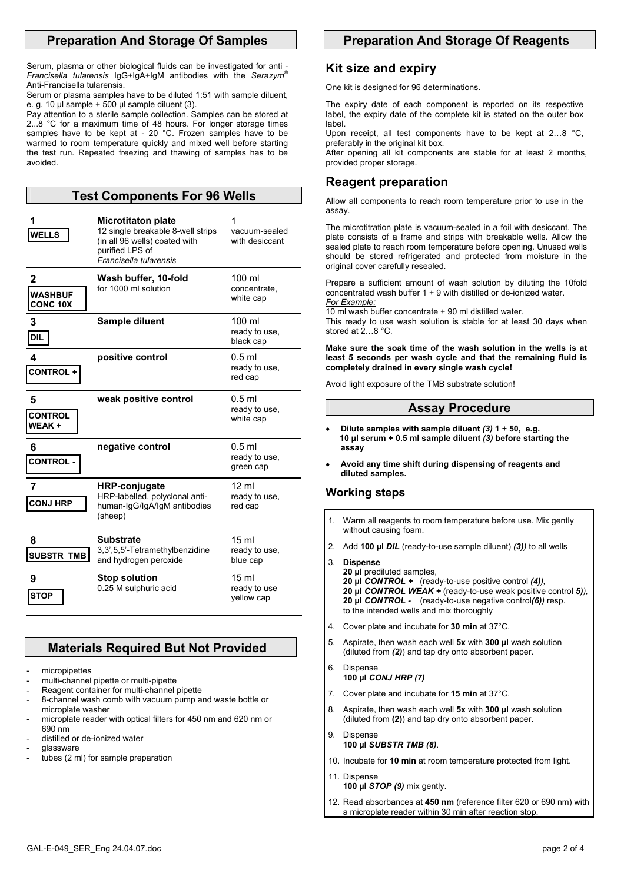## Preparation And Storage Of Samples

Serum, plasma or other biological fluids can be investigated for anti - *Francisella tularensis* IgG+IgA+IgM antibodies with the *Serazym*® Anti-Francisella tularensis.

Serum or plasma samples have to be diluted 1:51 with sample diluent, e. g. 10 µl sample + 500 µl sample diluent (3).

Pay attention to a sterile sample collection. Samples can be stored at 2...8 °C for a maximum time of 48 hours. For longer storage times samples have to be kept at - 20 °C. Frozen samples have to be warmed to room temperature quickly and mixed well before starting the test run. Repeated freezing and thawing of samples has to be avoided.

## Test Components For 96 Wells

| | | |
|---|---|---|
| **1** WELLS | **Microtitaton plate** 12 single breakable 8-well strips (in all 96 wells) coated with purified LPS of *Francisella tularensis* | 1 vacuum-sealed with desiccant |
| **2** WASHBUF CONC 10X | **Wash buffer, 10-fold** for 1000 ml solution | 100 ml concentrate, white cap |
| **3** DIL | **Sample diluent** | 100 ml ready to use, black cap |
| **4** CONTROL + | **positive control** | 0.5 ml ready to use, red cap |
| **5** CONTROL WEAK + | **weak positive control** | 0.5 ml ready to use, white cap |
| **6** CONTROL - | **negative control** | 0.5 ml ready to use, green cap |
| **7** CONJ HRP | **HRP-conjugate** HRP-labelled, polyclonal anti-human-IgG/IgA/IgM antibodies (sheep) | 12 ml ready to use, red cap |
| **8** SUBSTR TMB | **Substrate** 3,3',5,5'-Tetramethylbenzidine and hydrogen peroxide | 15 ml ready to use, blue cap |
| **9** STOP | **Stop solution** 0.25 M sulphuric acid | 15 ml ready to use yellow cap |

## Materials Required But Not Provided

- micropipettes
- multi-channel pipette or multi-pipette
- Reagent container for multi-channel pipette
- 8-channel wash comb with vacuum pump and waste bottle or microplate washer
- microplate reader with optical filters for 450 nm and 620 nm or 690 nm
- distilled or de-ionized water
- glassware
- tubes (2 ml) for sample preparation

## Preparation And Storage Of Reagents

### Kit size and expiry

One kit is designed for 96 determinations.

The expiry date of each component is reported on its respective label, the expiry date of the complete kit is stated on the outer box label.

Upon receipt, all test components have to be kept at 2…8 °C, preferably in the original kit box.

After opening all kit components are stable for at least 2 months, provided proper storage.

### Reagent preparation

Allow all components to reach room temperature prior to use in the assay.

The microtitration plate is vacuum-sealed in a foil with desiccant. The plate consists of a frame and strips with breakable wells. Allow the sealed plate to reach room temperature before opening. Unused wells should be stored refrigerated and protected from moisture in the original cover carefully resealed.

Prepare a sufficient amount of wash solution by diluting the 10fold concentrated wash buffer 1 + 9 with distilled or de-ionized water.
*For Example:*
10 ml wash buffer concentrate + 90 ml distilled water.
This ready to use wash solution is stable for at least 30 days when stored at 2…8 °C.

**Make sure the soak time of the wash solution in the wells is at least 5 seconds per wash cycle and that the remaining fluid is completely drained in every single wash cycle!**

Avoid light exposure of the TMB substrate solution!

## Assay Procedure

- **Dilute samples with sample diluent *(3)* 1 + 50, e.g. 10 µl serum + 0.5 ml sample diluent *(3)* before starting the assay**
- **Avoid any time shift during dispensing of reagents and diluted samples.**

### Working steps

1. Warm all reagents to room temperature before use. Mix gently without causing foam.
2. Add **100 µl** ***DIL*** (ready-to-use sample diluent) ***(3)*)** to all wells
3. **Dispense**
   **20 µl** prediluted samples,
   **20 µl** ***CONTROL +*** (ready-to-use positive control ***(4)*)**,
   **20 µl** ***CONTROL WEAK +*** (ready-to-use weak positive control ***5)*)**,
   **20 µl** ***CONTROL -*** (ready-to-use negative control***(6)*)** resp.
   to the intended wells and mix thoroughly
4. Cover plate and incubate for **30 min** at 37°C.
5. Aspirate, then wash each well **5x** with **300 µl** wash solution (diluted from ***(2)***) and tap dry onto absorbent paper.
6. Dispense
   **100 µl** ***CONJ HRP (7)***
7. Cover plate and incubate for **15 min** at 37°C.
8. Aspirate, then wash each well **5x** with **300 µl** wash solution (diluted from **(2)**) and tap dry onto absorbent paper.
9. Dispense
   **100 µl** ***SUBSTR TMB (8)***.
10. Incubate for **10 min** at room temperature protected from light.
11. Dispense
    **100 µl** ***STOP (9)*** mix gently.
12. Read absorbances at **450 nm** (reference filter 620 or 690 nm) with a microplate reader within 30 min after reaction stop.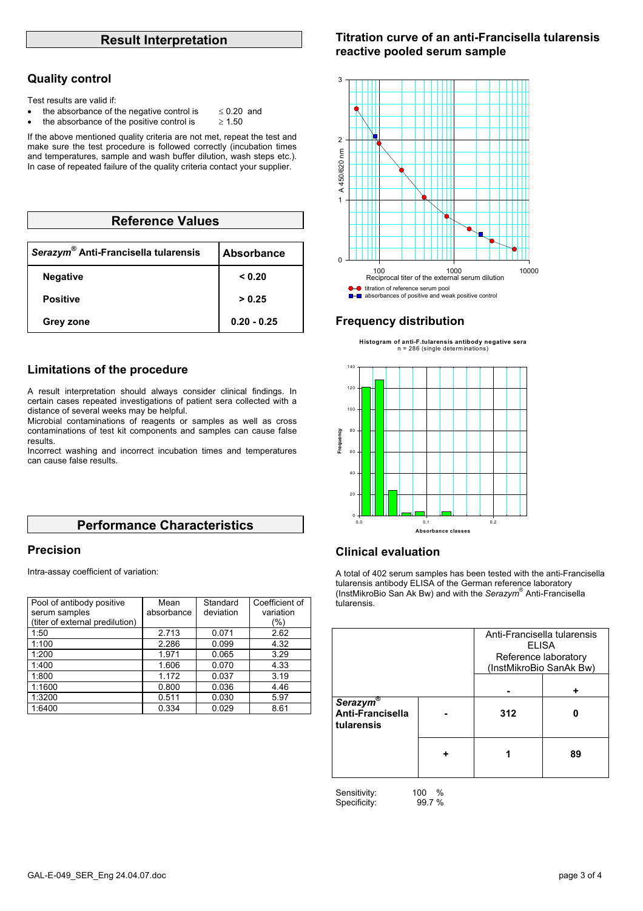## Result Interpretation

### Quality control

Test results are valid if:

- the absorbance of the negative control is ≤ 0.20 and
- the absorbance of the positive control is ≥ 1.50

If the above mentioned quality criteria are not met, repeat the test and make sure the test procedure is followed correctly (incubation times and temperatures, sample and wash buffer dilution, wash steps etc.). In case of repeated failure of the quality criteria contact your supplier.

## Reference Values

| *Serazym*® Anti-Francisella tularensis | Absorbance |
|---|---|
| Negative | < 0.20 |
| Positive | > 0.25 |
| Grey zone | 0.20 - 0.25 |

### Limitations of the procedure

A result interpretation should always consider clinical findings. In certain cases repeated investigations of patient sera collected with a distance of several weeks may be helpful.
Microbial contaminations of reagents or samples as well as cross contaminations of test kit components and samples can cause false results.
Incorrect washing and incorrect incubation times and temperatures can cause false results.

## Performance Characteristics

### Precision

Intra-assay coefficient of variation:

| Pool of antibody positive serum samples (titer of external predilution) | Mean absorbance | Standard deviation | Coefficient of variation (%) |
|---|---|---|---|
| 1:50 | 2.713 | 0.071 | 2.62 |
| 1:100 | 2.286 | 0.099 | 4.32 |
| 1:200 | 1.971 | 0.065 | 3.29 |
| 1:400 | 1.606 | 0.070 | 4.33 |
| 1:800 | 1.172 | 0.037 | 3.19 |
| 1:1600 | 0.800 | 0.036 | 4.46 |
| 1:3200 | 0.511 | 0.030 | 5.97 |
| 1:6400 | 0.334 | 0.029 | 8.61 |

### Titration curve of an anti-Francisella tularensis reactive pooled serum sample

A 450/620 nm
0
1
2
3
100
1000
10000
Reciprocal titer of the external serum dilution
titration of reference serum pool
absorbances of positive and weak positive control

### Frequency distribution

Histogram of anti-F.tularensis antibody negative sera
n = 286 (single determinations)

Frequency
0
20
40
60
80
100
120
140
0,0
0,1
0,2
Absorbance classes

### Clinical evaluation

A total of 402 serum samples has been tested with the anti-Francisella tularensis antibody ELISA of the German reference laboratory (InstMikroBio San Ak Bw) and with the *Serazym*® Anti-Francisella tularensis.

| | | Anti-Francisella tularensis ELISA Reference laboratory (InstMikroBio SanAk Bw) | |
|---|---|---|---|
| | | - | + |
| ***Serazym*® Anti-Francisella tularensis** | - | 312 | 0 |
| | + | 1 | 89 |

Sensitivity: 100 %
Specificity: 99.7 %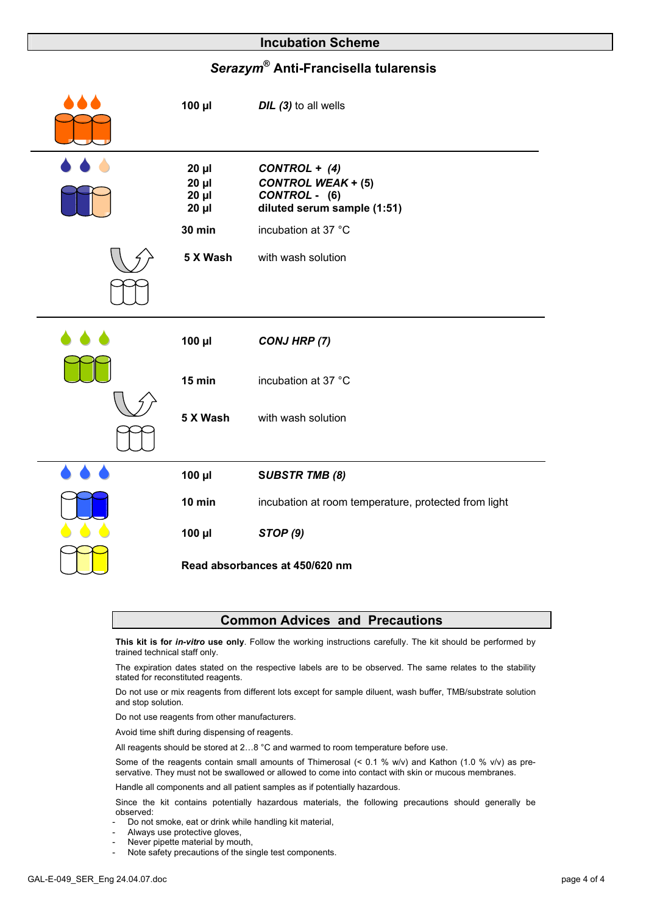## Incubation Scheme

### *Serazym*® Anti-Francisella tularensis

| | | |
|---|---|---|
| **100 µl** | ***DIL (3)*** to all wells | |
| **20 µl** | ***CONTROL + (4)*** | |
| **20 µl** | ***CONTROL WEAK* + (5)** | |
| **20 µl** | ***CONTROL -* (6)** | |
| **20 µl** | **diluted serum sample (1:51)** | |
| **30 min** | incubation at 37 °C | |
| **5 X Wash** | with wash solution | |
| **100 µl** | ***CONJ HRP (7)*** | |
| **15 min** | incubation at 37 °C | |
| **5 X Wash** | with wash solution | |
| **100 µl** | ***SUBSTR TMB (8)*** | |
| **10 min** | incubation at room temperature, protected from light | |
| **100 µl** | ***STOP (9)*** | |

**Read absorbances at 450/620 nm**

## Common Advices and Precautions

**This kit is for *in-vitro* use only**. Follow the working instructions carefully. The kit should be performed by trained technical staff only.

The expiration dates stated on the respective labels are to be observed. The same relates to the stability stated for reconstituted reagents.

Do not use or mix reagents from different lots except for sample diluent, wash buffer, TMB/substrate solution and stop solution.

Do not use reagents from other manufacturers.

Avoid time shift during dispensing of reagents.

All reagents should be stored at 2…8 °C and warmed to room temperature before use.

Some of the reagents contain small amounts of Thimerosal (< 0.1 % w/v) and Kathon (1.0 % v/v) as preservative. They must not be swallowed or allowed to come into contact with skin or mucous membranes.

Handle all components and all patient samples as if potentially hazardous.

Since the kit contains potentially hazardous materials, the following precautions should generally be observed:

- Do not smoke, eat or drink while handling kit material,
- Always use protective gloves,
- Never pipette material by mouth,
- Note safety precautions of the single test components.

GAL-E-049_SER_Eng 24.04.07.doc